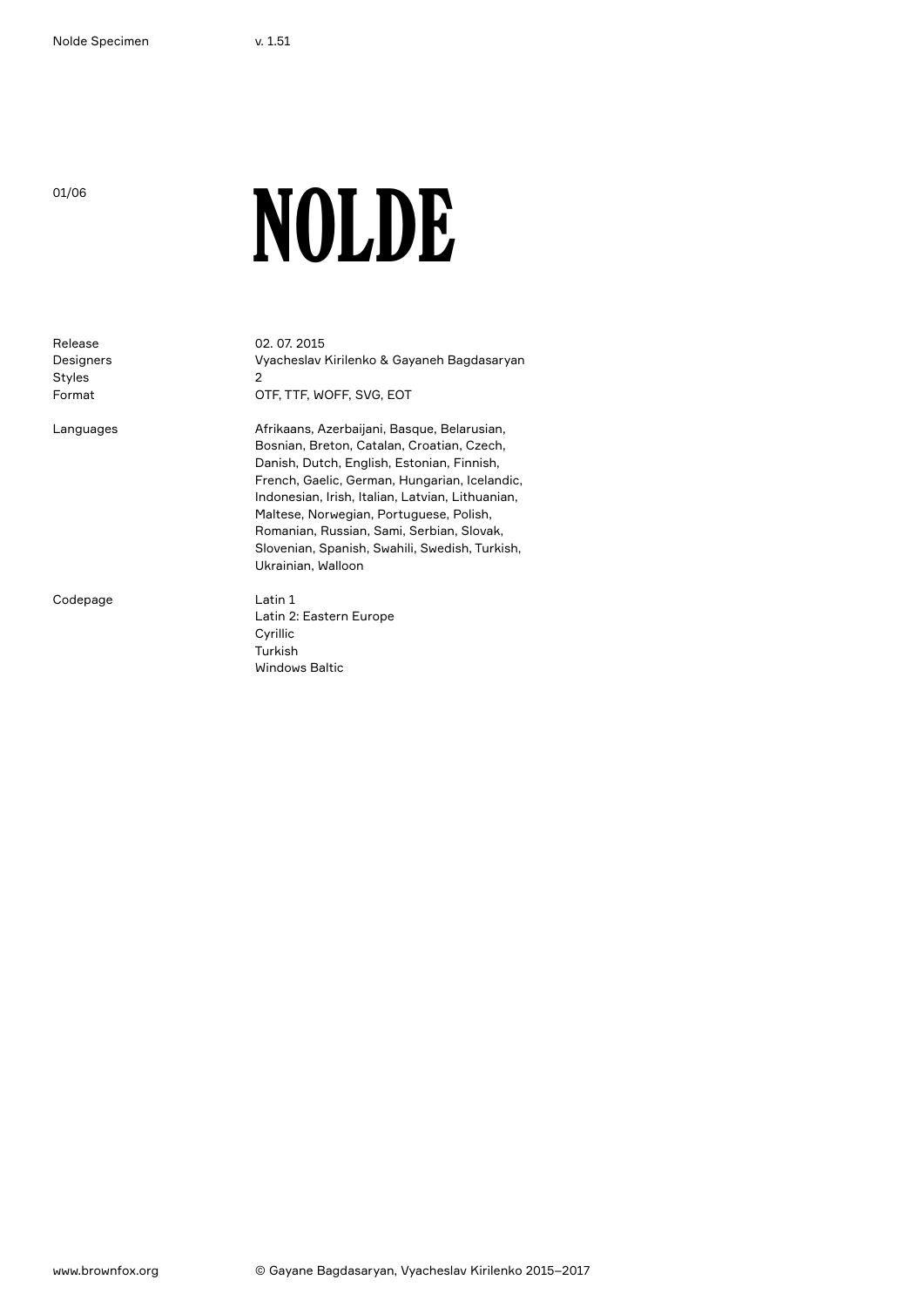# NOLDE

| | |
|---|---|
| Release | 02. 07. 2015 |
| Designers | Vyacheslav Kirilenko & Gayaneh Bagdasaryan |
| Styles | 2 |
| Format | OTF, TTF, WOFF, SVG, EOT |
| Languages | Afrikaans, Azerbaijani, Basque, Belarusian, Bosnian, Breton, Catalan, Croatian, Czech, Danish, Dutch, English, Estonian, Finnish, French, Gaelic, German, Hungarian, Icelandic, Indonesian, Irish, Italian, Latvian, Lithuanian, Maltese, Norwegian, Portuguese, Polish, Romanian, Russian, Sami, Serbian, Slovak, Slovenian, Spanish, Swahili, Swedish, Turkish, Ukrainian, Walloon |
| Codepage | Latin 1<br>Latin 2: Eastern Europe<br>Cyrillic<br>Turkish<br>Windows Baltic |

www.brownfox.org

© Gayane Bagdasaryan, Vyacheslav Kirilenko 2015–2017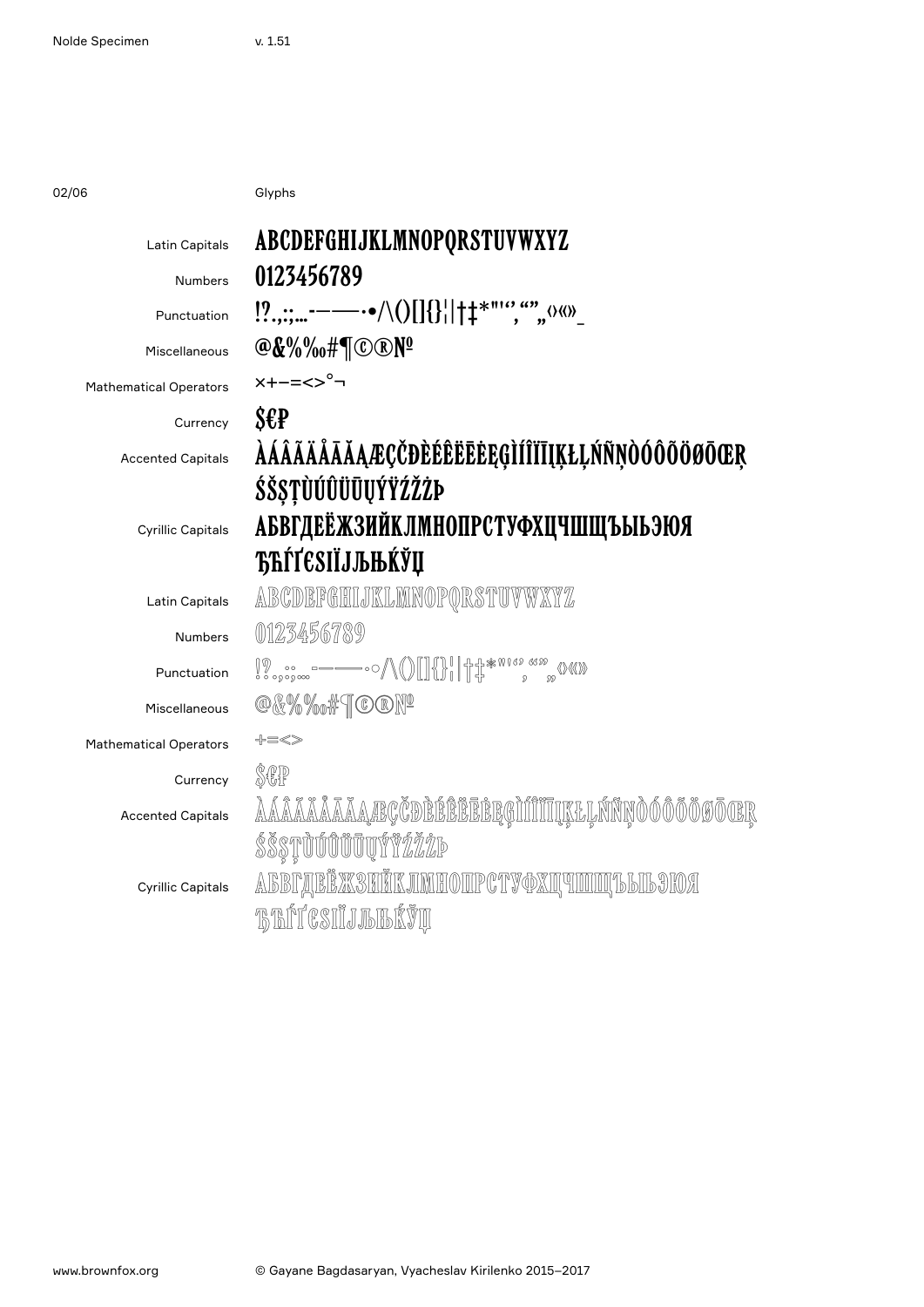## Glyphs

| | |
|---|---|
| Latin Capitals | ABCDEFGHIJKLMNOPQRSTUVWXYZ |
| Numbers | 0123456789 |
| Punctuation | !?.,:;…-–—·•/\()[]{}¦\|†‡*"'‘’‚“”„‹›«»_ |
| Miscellaneous | @&%‰#¶©®№ |
| Mathematical Operators | ×+−=<>°¬ |
| Currency | $€₽ |
| Accented Capitals | ÀÁÂÃÄÅĀĂĄÆÇČĐÈÉÊËĒĖĘĢÌÍÎÏĪĮĶŁĻŃÑŅÒÓÔÕÖØŌŒŖ ŚŠȘȚÙÚÛÜŪŲÝŸŹŽŻÞ |
| Cyrillic Capitals | АБВГДЕЁЖЗИЙКЛМНОПРСТУФХЦЧШЩЪЫЬЭЮЯ ЂЃҐЄЅІЇЈЉЊЌЎЏ |
| Latin Capitals | ABCDEFGHIJKLMNOPQRSTUVWXYZ |
| Numbers | 0123456789 |
| Punctuation | !?.,:;…-–—·◦/\()[]{}¦\|†‡*"'‘’‚“”„‹›«» |
| Miscellaneous | @&%‰#¶©®№ |
| Mathematical Operators | +=<> |
| Currency | $€₽ |
| Accented Capitals | ÀÁÂÃÄÅĀĂĄÆÇČĐÈÉÊËĒĖĘĢÌÍÎÏĪĮĶŁĻŃÑŅÒÓÔÕÖØŌŒŖ ŚŠȘȚÙÚÛÜŪŲÝŸŹŽŻÞ |
| Cyrillic Capitals | АБВГДЕЁЖЗИЙКЛМНОПРСТУФХЦЧШЩЪЫЬЭЮЯ ЂЃҐЄЅІЇЈЉЊЌЎЏ |

© Gayane Bagdasaryan, Vyacheslav Kirilenko 2015–2017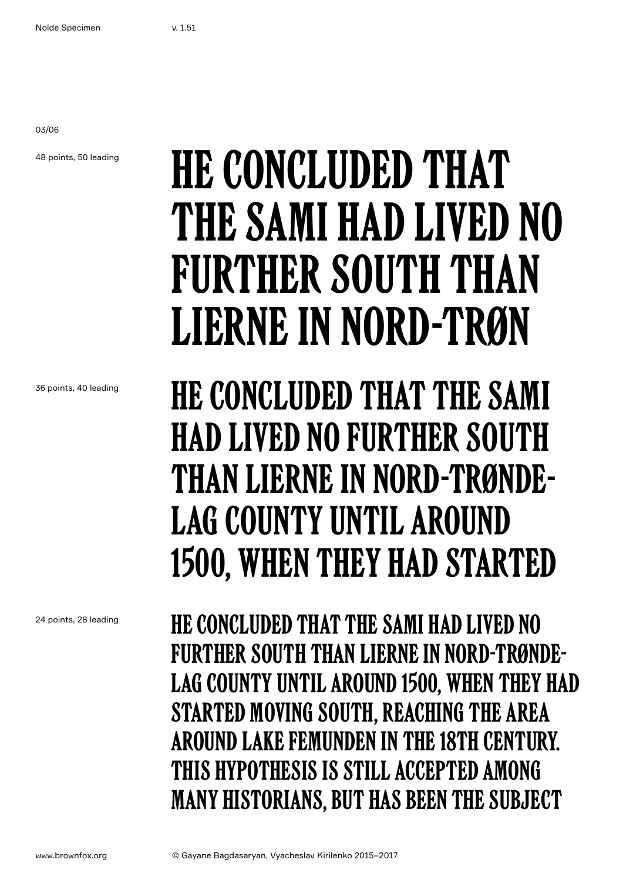03/06

48 points, 50 leading

HE CONCLUDED THAT THE SAMI HAD LIVED NO FURTHER SOUTH THAN LIERNE IN NORD-TRØN

36 points, 40 leading

HE CONCLUDED THAT THE SAMI HAD LIVED NO FURTHER SOUTH THAN LIERNE IN NORD-TRØNDE-LAG COUNTY UNTIL AROUND 1500, WHEN THEY HAD STARTED

24 points, 28 leading

HE CONCLUDED THAT THE SAMI HAD LIVED NO FURTHER SOUTH THAN LIERNE IN NORD-TRØNDE-LAG COUNTY UNTIL AROUND 1500, WHEN THEY HAD STARTED MOVING SOUTH, REACHING THE AREA AROUND LAKE FEMUNDEN IN THE 18TH CENTURY. THIS HYPOTHESIS IS STILL ACCEPTED AMONG MANY HISTORIANS, BUT HAS BEEN THE SUBJECT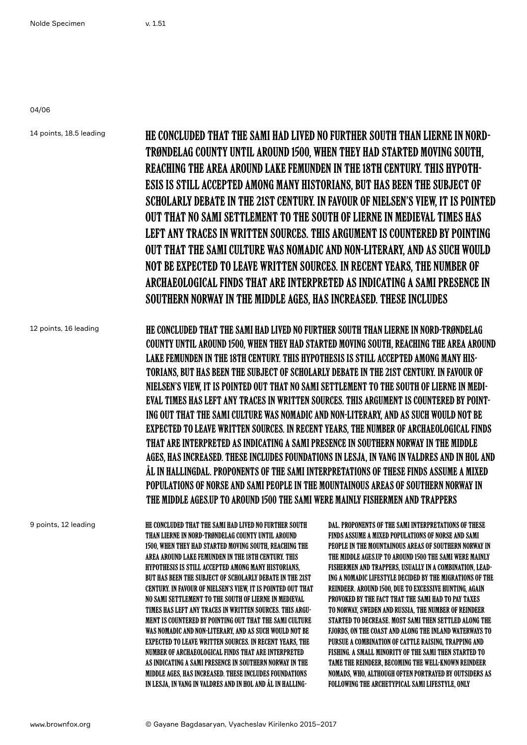04/06

14 points, 18.5 leading

HE CONCLUDED THAT THE SAMI HAD LIVED NO FURTHER SOUTH THAN LIERNE IN NORD-TRØNDELAG COUNTY UNTIL AROUND 1500, WHEN THEY HAD STARTED MOVING SOUTH, REACHING THE AREA AROUND LAKE FEMUNDEN IN THE 18TH CENTURY. THIS HYPOTHESIS IS STILL ACCEPTED AMONG MANY HISTORIANS, BUT HAS BEEN THE SUBJECT OF SCHOLARLY DEBATE IN THE 21ST CENTURY. IN FAVOUR OF NIELSEN'S VIEW, IT IS POINTED OUT THAT NO SAMI SETTLEMENT TO THE SOUTH OF LIERNE IN MEDIEVAL TIMES HAS LEFT ANY TRACES IN WRITTEN SOURCES. THIS ARGUMENT IS COUNTERED BY POINTING OUT THAT THE SAMI CULTURE WAS NOMADIC AND NON-LITERARY, AND AS SUCH WOULD NOT BE EXPECTED TO LEAVE WRITTEN SOURCES. IN RECENT YEARS, THE NUMBER OF ARCHAEOLOGICAL FINDS THAT ARE INTERPRETED AS INDICATING A SAMI PRESENCE IN SOUTHERN NORWAY IN THE MIDDLE AGES, HAS INCREASED. THESE INCLUDES

12 points, 16 leading

HE CONCLUDED THAT THE SAMI HAD LIVED NO FURTHER SOUTH THAN LIERNE IN NORD-TRØNDELAG COUNTY UNTIL AROUND 1500, WHEN THEY HAD STARTED MOVING SOUTH, REACHING THE AREA AROUND LAKE FEMUNDEN IN THE 18TH CENTURY. THIS HYPOTHESIS IS STILL ACCEPTED AMONG MANY HISTORIANS, BUT HAS BEEN THE SUBJECT OF SCHOLARLY DEBATE IN THE 21ST CENTURY. IN FAVOUR OF NIELSEN'S VIEW, IT IS POINTED OUT THAT NO SAMI SETTLEMENT TO THE SOUTH OF LIERNE IN MEDIEVAL TIMES HAS LEFT ANY TRACES IN WRITTEN SOURCES. THIS ARGUMENT IS COUNTERED BY POINTING OUT THAT THE SAMI CULTURE WAS NOMADIC AND NON-LITERARY, AND AS SUCH WOULD NOT BE EXPECTED TO LEAVE WRITTEN SOURCES. IN RECENT YEARS, THE NUMBER OF ARCHAEOLOGICAL FINDS THAT ARE INTERPRETED AS INDICATING A SAMI PRESENCE IN SOUTHERN NORWAY IN THE MIDDLE AGES, HAS INCREASED. THESE INCLUDES FOUNDATIONS IN LESJA, IN VANG IN VALDRES AND IN HOL AND ÅL IN HALLINGDAL. PROPONENTS OF THE SAMI INTERPRETATIONS OF THESE FINDS ASSUME A MIXED POPULATIONS OF NORSE AND SAMI PEOPLE IN THE MOUNTAINOUS AREAS OF SOUTHERN NORWAY IN THE MIDDLE AGES.UP TO AROUND 1500 THE SAMI WERE MAINLY FISHERMEN AND TRAPPERS

9 points, 12 leading

HE CONCLUDED THAT THE SAMI HAD LIVED NO FURTHER SOUTH THAN LIERNE IN NORD-TRØNDELAG COUNTY UNTIL AROUND 1500, WHEN THEY HAD STARTED MOVING SOUTH, REACHING THE AREA AROUND LAKE FEMUNDEN IN THE 18TH CENTURY. THIS HYPOTHESIS IS STILL ACCEPTED AMONG MANY HISTORIANS, BUT HAS BEEN THE SUBJECT OF SCHOLARLY DEBATE IN THE 21ST CENTURY. IN FAVOUR OF NIELSEN'S VIEW, IT IS POINTED OUT THAT NO SAMI SETTLEMENT TO THE SOUTH OF LIERNE IN MEDIEVAL TIMES HAS LEFT ANY TRACES IN WRITTEN SOURCES. THIS ARGUMENT IS COUNTERED BY POINTING OUT THAT THE SAMI CULTURE WAS NOMADIC AND NON-LITERARY, AND AS SUCH WOULD NOT BE EXPECTED TO LEAVE WRITTEN SOURCES. IN RECENT YEARS, THE NUMBER OF ARCHAEOLOGICAL FINDS THAT ARE INTERPRETED AS INDICATING A SAMI PRESENCE IN SOUTHERN NORWAY IN THE MIDDLE AGES, HAS INCREASED. THESE INCLUDES FOUNDATIONS IN LESJA, IN VANG IN VALDRES AND IN HOL AND ÅL IN HALLINGDAL. PROPONENTS OF THE SAMI INTERPRETATIONS OF THESE FINDS ASSUME A MIXED POPULATIONS OF NORSE AND SAMI PEOPLE IN THE MOUNTAINOUS AREAS OF SOUTHERN NORWAY IN THE MIDDLE AGES.UP TO AROUND 1500 THE SAMI WERE MAINLY FISHERMEN AND TRAPPERS, USUALLY IN A COMBINATION, LEADING A NOMADIC LIFESTYLE DECIDED BY THE MIGRATIONS OF THE REINDEER. AROUND 1500, DUE TO EXCESSIVE HUNTING, AGAIN PROVOKED BY THE FACT THAT THE SAMI HAD TO PAY TAXES TO NORWAY, SWEDEN AND RUSSIA, THE NUMBER OF REINDEER STARTED TO DECREASE. MOST SAMI THEN SETTLED ALONG THE FJORDS, ON THE COAST AND ALONG THE INLAND WATERWAYS TO PURSUE A COMBINATION OF CATTLE RAISING, TRAPPING AND FISHING. A SMALL MINORITY OF THE SAMI THEN STARTED TO TAME THE REINDEER, BECOMING THE WELL-KNOWN REINDEER NOMADS, WHO, ALTHOUGH OFTEN PORTRAYED BY OUTSIDERS AS FOLLOWING THE ARCHETYPICAL SAMI LIFESTYLE, ONLY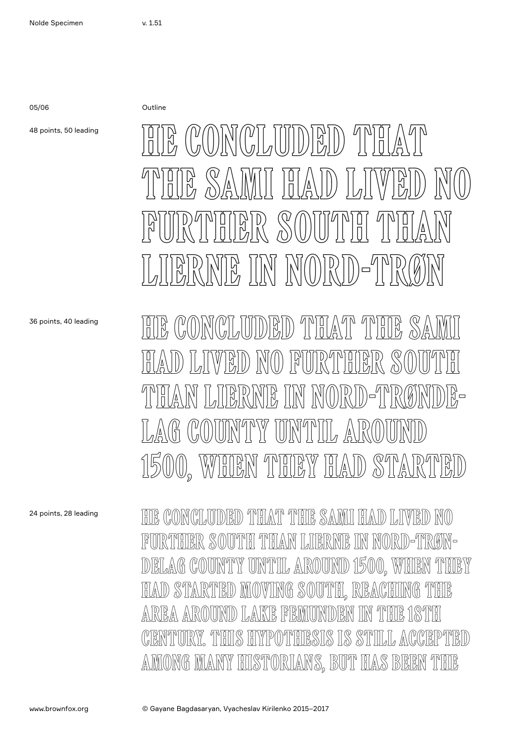05/06

Outline

48 points, 50 leading

HE CONCLUDED THAT THE SAMI HAD LIVED NO FURTHER SOUTH THAN LIERNE IN NORD-TRØN

36 points, 40 leading

HE CONCLUDED THAT THE SAMI HAD LIVED NO FURTHER SOUTH THAN LIERNE IN NORD-TRØNDE-LAG COUNTY UNTIL AROUND 1500, WHEN THEY HAD STARTED

24 points, 28 leading

HE CONCLUDED THAT THE SAMI HAD LIVED NO FURTHER SOUTH THAN LIERNE IN NORD-TRØN-DELAG COUNTY UNTIL AROUND 1500, WHEN THEY HAD STARTED MOVING SOUTH, REACHING THE AREA AROUND LAKE FEMUNDEN IN THE 18TH CENTURY. THIS HYPOTHESIS IS STILL ACCEPTED AMONG MANY HISTORIANS, BUT HAS BEEN THE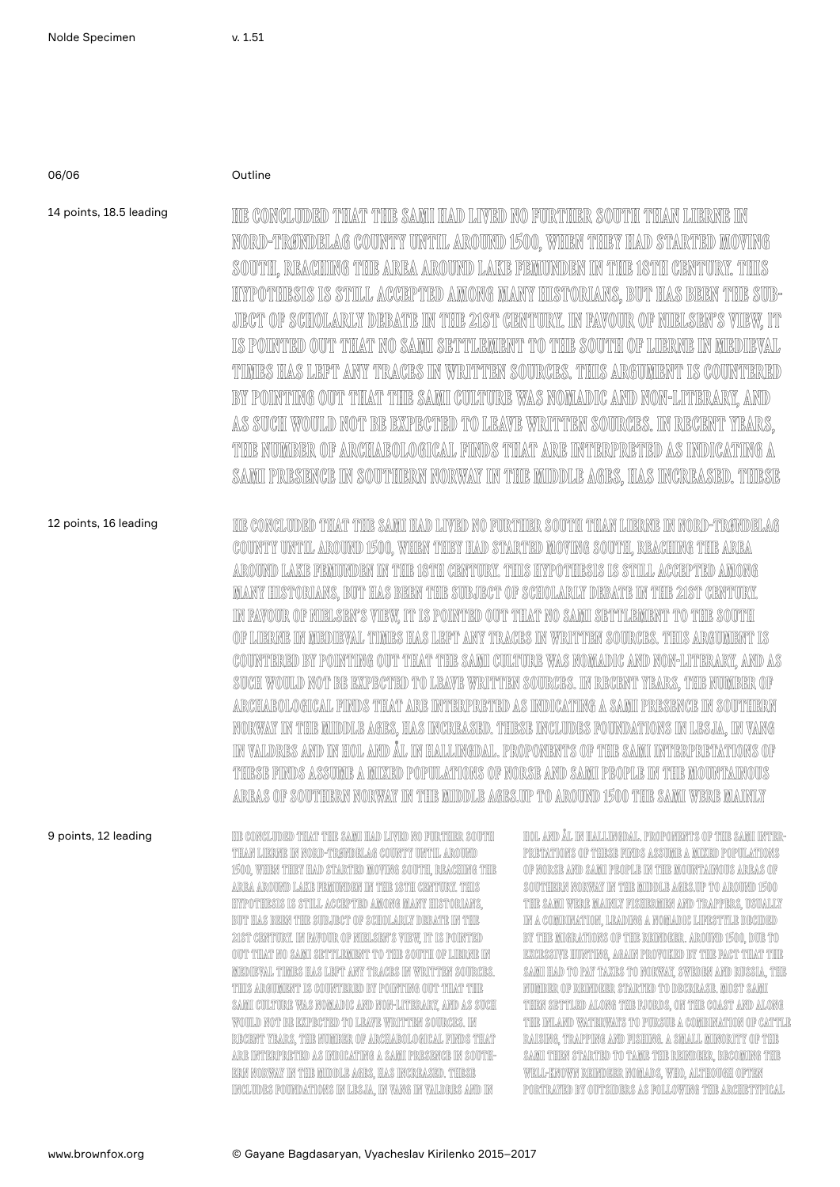06/06

Outline

14 points, 18.5 leading

HE CONCLUDED THAT THE SAMI HAD LIVED NO FURTHER SOUTH THAN LIERNE IN NORD-TRØNDELAG COUNTY UNTIL AROUND 1500, WHEN THEY HAD STARTED MOVING SOUTH, REACHING THE AREA AROUND LAKE FEMUNDEN IN THE 18TH CENTURY. THIS HYPOTHESIS IS STILL ACCEPTED AMONG MANY HISTORIANS, BUT HAS BEEN THE SUB-JECT OF SCHOLARLY DEBATE IN THE 21ST CENTURY. IN FAVOUR OF NIELSEN'S VIEW, IT IS POINTED OUT THAT NO SAMI SETTLEMENT TO THE SOUTH OF LIERNE IN MEDIEVAL TIMES HAS LEFT ANY TRACES IN WRITTEN SOURCES. THIS ARGUMENT IS COUNTERED BY POINTING OUT THAT THE SAMI CULTURE WAS NOMADIC AND NON-LITERARY, AND AS SUCH WOULD NOT BE EXPECTED TO LEAVE WRITTEN SOURCES. IN RECENT YEARS, THE NUMBER OF ARCHAEOLOGICAL FINDS THAT ARE INTERPRETED AS INDICATING A SAMI PRESENCE IN SOUTHERN NORWAY IN THE MIDDLE AGES, HAS INCREASED. THESE

12 points, 16 leading

HE CONCLUDED THAT THE SAMI HAD LIVED NO FURTHER SOUTH THAN LIERNE IN NORD-TRØNDELAG COUNTY UNTIL AROUND 1500, WHEN THEY HAD STARTED MOVING SOUTH, REACHING THE AREA AROUND LAKE FEMUNDEN IN THE 18TH CENTURY. THIS HYPOTHESIS IS STILL ACCEPTED AMONG MANY HISTORIANS, BUT HAS BEEN THE SUBJECT OF SCHOLARLY DEBATE IN THE 21ST CENTURY. IN FAVOUR OF NIELSEN'S VIEW, IT IS POINTED OUT THAT NO SAMI SETTLEMENT TO THE SOUTH OF LIERNE IN MEDIEVAL TIMES HAS LEFT ANY TRACES IN WRITTEN SOURCES. THIS ARGUMENT IS COUNTERED BY POINTING OUT THAT THE SAMI CULTURE WAS NOMADIC AND NON-LITERARY, AND AS SUCH WOULD NOT BE EXPECTED TO LEAVE WRITTEN SOURCES. IN RECENT YEARS, THE NUMBER OF ARCHAEOLOGICAL FINDS THAT ARE INTERPRETED AS INDICATING A SAMI PRESENCE IN SOUTHERN NORWAY IN THE MIDDLE AGES, HAS INCREASED. THESE INCLUDES FOUNDATIONS IN LESJA, IN VANG IN VALDRES AND IN HOL AND ÅL IN HALLINGDAL. PROPONENTS OF THE SAMI INTERPRETATIONS OF THESE FINDS ASSUME A MIXED POPULATIONS OF NORSE AND SAMI PEOPLE IN THE MOUNTAINOUS AREAS OF SOUTHERN NORWAY IN THE MIDDLE AGES.UP TO AROUND 1500 THE SAMI WERE MAINLY

9 points, 12 leading

HE CONCLUDED THAT THE SAMI HAD LIVED NO FURTHER SOUTH THAN LIERNE IN NORD-TRØNDELAG COUNTY UNTIL AROUND 1500, WHEN THEY HAD STARTED MOVING SOUTH, REACHING THE AREA AROUND LAKE FEMUNDEN IN THE 18TH CENTURY. THIS HYPOTHESIS IS STILL ACCEPTED AMONG MANY HISTORIANS, BUT HAS BEEN THE SUBJECT OF SCHOLARLY DEBATE IN THE 21ST CENTURY. IN FAVOUR OF NIELSEN'S VIEW, IT IS POINTED OUT THAT NO SAMI SETTLEMENT TO THE SOUTH OF LIERNE IN MEDIEVAL TIMES HAS LEFT ANY TRACES IN WRITTEN SOURCES. THIS ARGUMENT IS COUNTERED BY POINTING OUT THAT THE SAMI CULTURE WAS NOMADIC AND NON-LITERARY, AND AS SUCH WOULD NOT BE EXPECTED TO LEAVE WRITTEN SOURCES. IN RECENT YEARS, THE NUMBER OF ARCHAEOLOGICAL FINDS THAT ARE INTERPRETED AS INDICATING A SAMI PRESENCE IN SOUTH-ERN NORWAY IN THE MIDDLE AGES, HAS INCREASED. THESE INCLUDES FOUNDATIONS IN LESJA, IN VANG IN VALDRES AND IN HOL AND ÅL IN HALLINGDAL. PROPONENTS OF THE SAMI INTER-PRETATIONS OF THESE FINDS ASSUME A MIXED POPULATIONS OF NORSE AND SAMI PEOPLE IN THE MOUNTAINOUS AREAS OF SOUTHERN NORWAY IN THE MIDDLE AGES.UP TO AROUND 1500 THE SAMI WERE MAINLY FISHERMEN AND TRAPPERS, USUALLY IN A COMBINATION, LEADING A NOMADIC LIFESTYLE DECIDED BY THE MIGRATIONS OF THE REINDEER. AROUND 1500, DUE TO EXCESSIVE HUNTING, AGAIN PROVOKED BY THE FACT THAT THE SAMI HAD TO PAY TAXES TO NORWAY, SWEDEN AND RUSSIA, THE NUMBER OF REINDEER STARTED TO DECREASE. MOST SAMI THEN SETTLED ALONG THE FJORDS, ON THE COAST AND ALONG THE INLAND WATERWAYS TO PURSUE A COMBINATION OF CATTLE RAISING, TRAPPING AND FISHING. A SMALL MINORITY OF THE SAMI THEN STARTED TO TAME THE REINDEER, BECOMING THE WELL-KNOWN REINDEER NOMADS, WHO, ALTHOUGH OFTEN PORTRAYED BY OUTSIDERS AS FOLLOWING THE ARCHETYPICAL